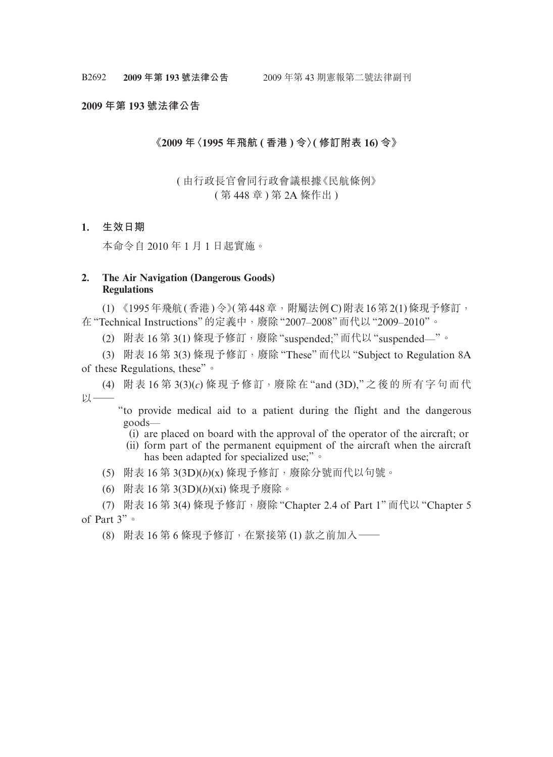**2009 年第 193 號法律公告**

## 《2009 年〈1995 年飛航 ( 香港 ) 令〉( 修訂附表 16) 令》

( 由行政長官會同行政會議根據《民航條例》
( 第 448 章 ) 第 2A 條作出 )

### 1. 生效日期

本命令自 2010 年 1 月 1 日起實施。

### 2. The Air Navigation (Dangerous Goods) Regulations

(1) 《1995 年飛航 ( 香港 ) 令》( 第 448 章，附屬法例 C) 附表 16 第 2(1) 條現予修訂，在 "Technical Instructions" 的定義中，廢除 "2007–2008" 而代以 "2009–2010"。

(2) 附表 16 第 3(1) 條現予修訂，廢除 "suspended;" 而代以 "suspended—"。

(3) 附表 16 第 3(3) 條現予修訂，廢除 "These" 而代以 "Subject to Regulation 8A of these Regulations, these"。

(4) 附表 16 第 3(3)(*c*) 條現予修訂，廢除在 "and (3D)," 之後的所有字句而代以——

"to provide medical aid to a patient during the flight and the dangerous goods—

(i) are placed on board with the approval of the operator of the aircraft; or

(ii) form part of the permanent equipment of the aircraft when the aircraft has been adapted for specialized use;"。

(5) 附表 16 第 3(3D)(*b*)(x) 條現予修訂，廢除分號而代以句號。

(6) 附表 16 第 3(3D)(*b*)(xi) 條現予廢除。

(7) 附表 16 第 3(4) 條現予修訂，廢除 "Chapter 2.4 of Part 1" 而代以 "Chapter 5 of Part 3"。

(8) 附表 16 第 6 條現予修訂，在緊接第 (1) 款之前加入——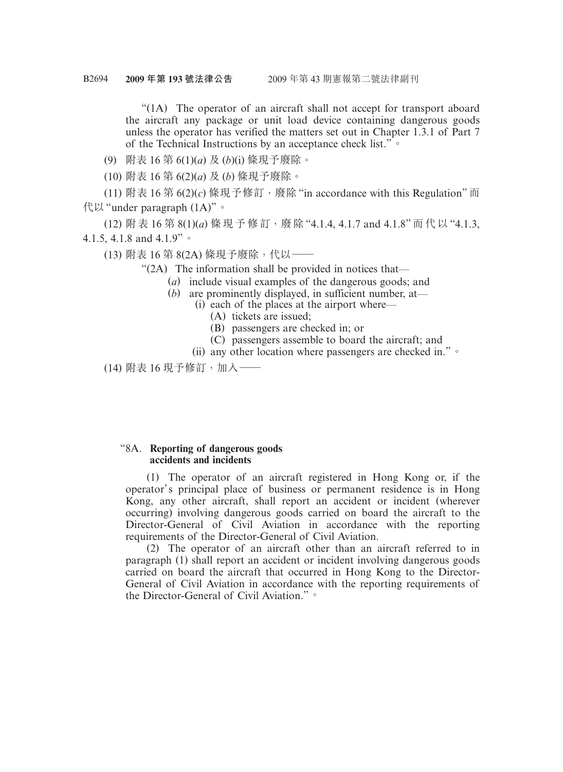"(1A) The operator of an aircraft shall not accept for transport aboard the aircraft any package or unit load device containing dangerous goods unless the operator has verified the matters set out in Chapter 1.3.1 of Part 7 of the Technical Instructions by an acceptance check list."。

(9) 附表 16 第 6(1)(*a*) 及 (*b*)(i) 條現予廢除。

(10) 附表 16 第 6(2)(*a*) 及 (*b*) 條現予廢除。

(11) 附表 16 第 6(2)(*c*) 條現予修訂，廢除 "in accordance with this Regulation" 而代以 "under paragraph (1A)"。

(12) 附表 16 第 8(1)(*a*) 條現予修訂，廢除 "4.1.4, 4.1.7 and 4.1.8" 而代以 "4.1.3, 4.1.5, 4.1.8 and 4.1.9"。

(13) 附表 16 第 8(2A) 條現予廢除，代以——

"(2A) The information shall be provided in notices that—

(*a*) include visual examples of the dangerous goods; and

(*b*) are prominently displayed, in sufficient number, at—

(i) each of the places at the airport where—

(A) tickets are issued;

(B) passengers are checked in; or

(C) passengers assemble to board the aircraft; and

(ii) any other location where passengers are checked in."。

(14) 附表 16 現予修訂，加入——

"8A. **Reporting of dangerous goods accidents and incidents**

(1) The operator of an aircraft registered in Hong Kong or, if the operator's principal place of business or permanent residence is in Hong Kong, any other aircraft, shall report an accident or incident (wherever occurring) involving dangerous goods carried on board the aircraft to the Director-General of Civil Aviation in accordance with the reporting requirements of the Director-General of Civil Aviation.

(2) The operator of an aircraft other than an aircraft referred to in paragraph (1) shall report an accident or incident involving dangerous goods carried on board the aircraft that occurred in Hong Kong to the Director-General of Civil Aviation in accordance with the reporting requirements of the Director-General of Civil Aviation."。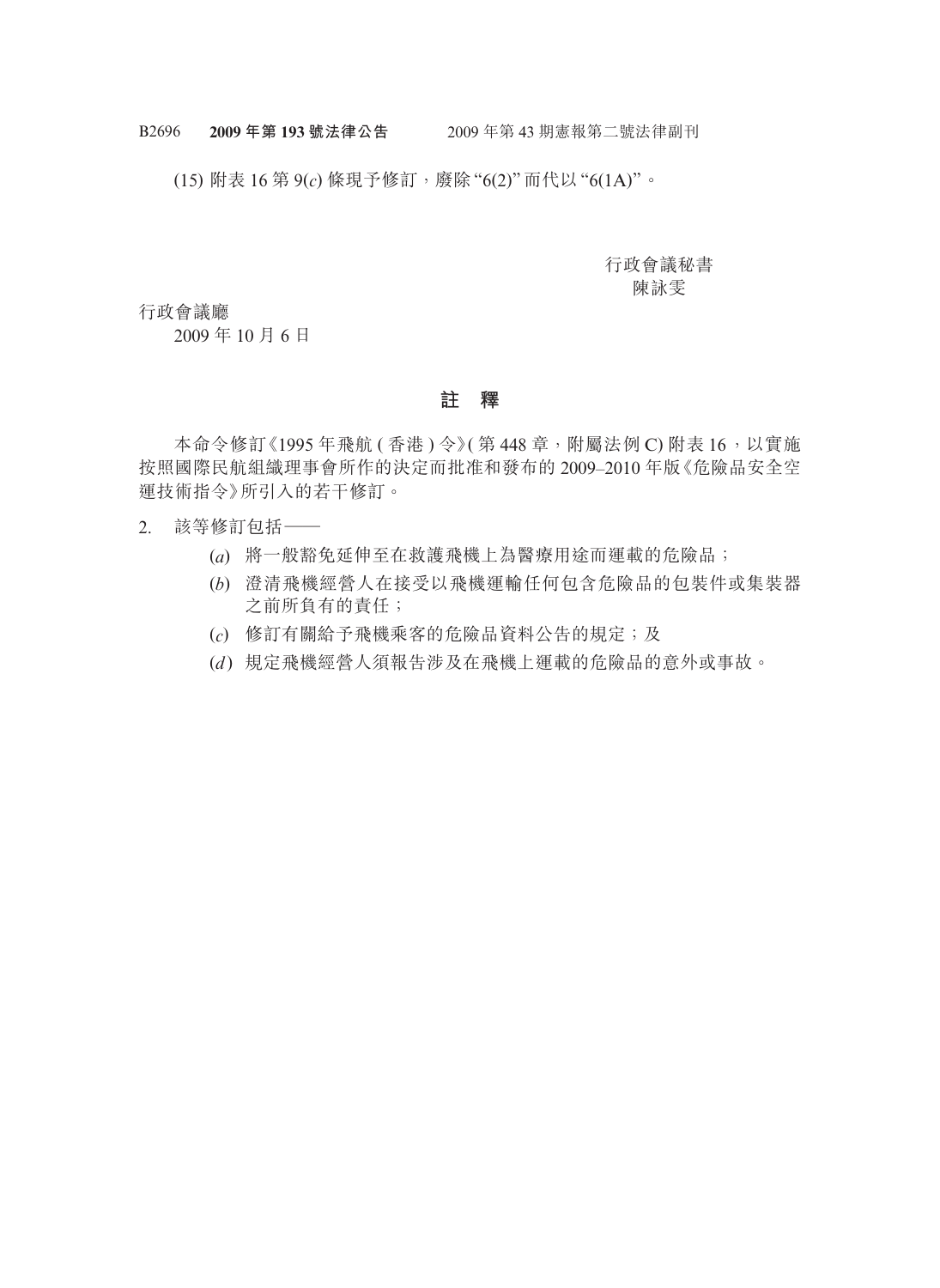(15) 附表 16 第 9(*c*) 條現予修訂，廢除 “6(2)” 而代以 “6(1A)”。

行政會議秘書
陳詠雯

行政會議廳
2009 年 10 月 6 日

## 註　釋

本命令修訂《1995 年飛航 ( 香港 ) 令》( 第 448 章，附屬法例 C) 附表 16，以實施按照國際民航組織理事會所作的決定而批准和發布的 2009–2010 年版《危險品安全空運技術指令》所引入的若干修訂。

2. 該等修訂包括——

(*a*) 將一般豁免延伸至在救護飛機上為醫療用途而運載的危險品；

(*b*) 澄清飛機經營人在接受以飛機運輸任何包含危險品的包裝件或集裝器之前所負有的責任；

(*c*) 修訂有關給予飛機乘客的危險品資料公告的規定；及

(*d*) 規定飛機經營人須報告涉及在飛機上運載的危險品的意外或事故。